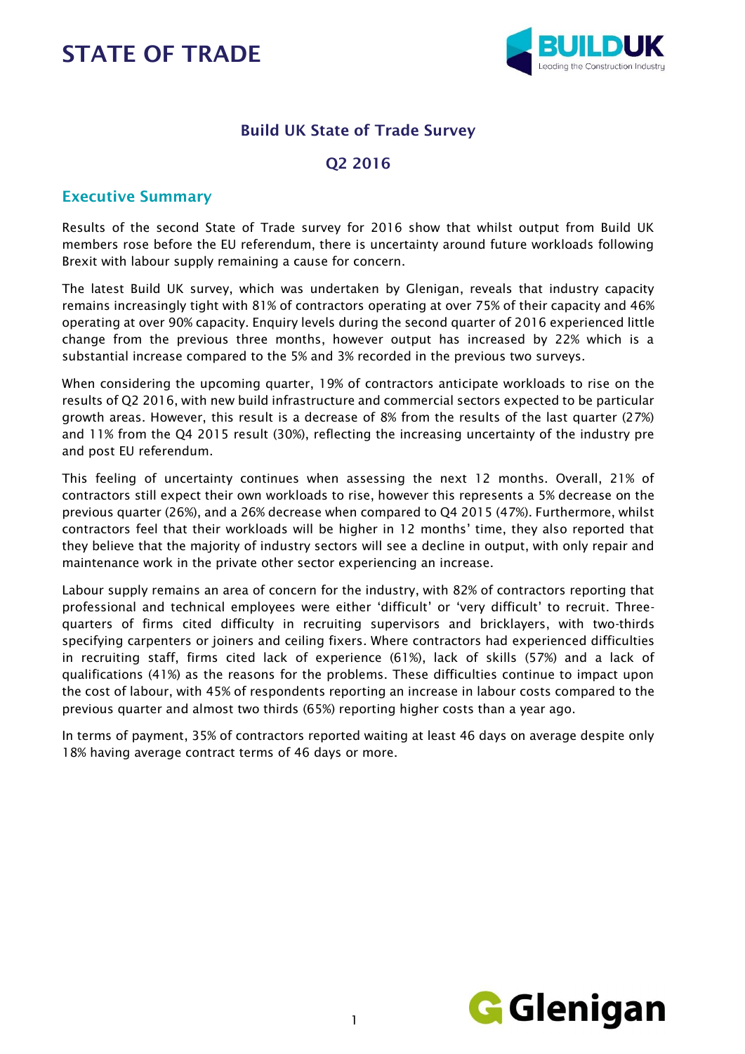# STATE OF TRADE

## Build UK State of Trade Survey

## Q2 2016

### Executive Summary

Results of the second State of Trade survey for 2016 show that whilst output from Build UK members rose before the EU referendum, there is uncertainty around future workloads following Brexit with labour supply remaining a cause for concern.

The latest Build UK survey, which was undertaken by Glenigan, reveals that industry capacity remains increasingly tight with 81% of contractors operating at over 75% of their capacity and 46% operating at over 90% capacity. Enquiry levels during the second quarter of 2016 experienced little change from the previous three months, however output has increased by 22% which is a substantial increase compared to the 5% and 3% recorded in the previous two surveys.

When considering the upcoming quarter, 19% of contractors anticipate workloads to rise on the results of Q2 2016, with new build infrastructure and commercial sectors expected to be particular growth areas. However, this result is a decrease of 8% from the results of the last quarter (27%) and 11% from the Q4 2015 result (30%), reflecting the increasing uncertainty of the industry pre and post EU referendum.

This feeling of uncertainty continues when assessing the next 12 months. Overall, 21% of contractors still expect their own workloads to rise, however this represents a 5% decrease on the previous quarter (26%), and a 26% decrease when compared to Q4 2015 (47%). Furthermore, whilst contractors feel that their workloads will be higher in 12 months' time, they also reported that they believe that the majority of industry sectors will see a decline in output, with only repair and maintenance work in the private other sector experiencing an increase.

Labour supply remains an area of concern for the industry, with 82% of contractors reporting that professional and technical employees were either 'difficult' or 'very difficult' to recruit. Three-quarters of firms cited difficulty in recruiting supervisors and bricklayers, with two-thirds specifying carpenters or joiners and ceiling fixers. Where contractors had experienced difficulties in recruiting staff, firms cited lack of experience (61%), lack of skills (57%) and a lack of qualifications (41%) as the reasons for the problems. These difficulties continue to impact upon the cost of labour, with 45% of respondents reporting an increase in labour costs compared to the previous quarter and almost two thirds (65%) reporting higher costs than a year ago.

In terms of payment, 35% of contractors reported waiting at least 46 days on average despite only 18% having average contract terms of 46 days or more.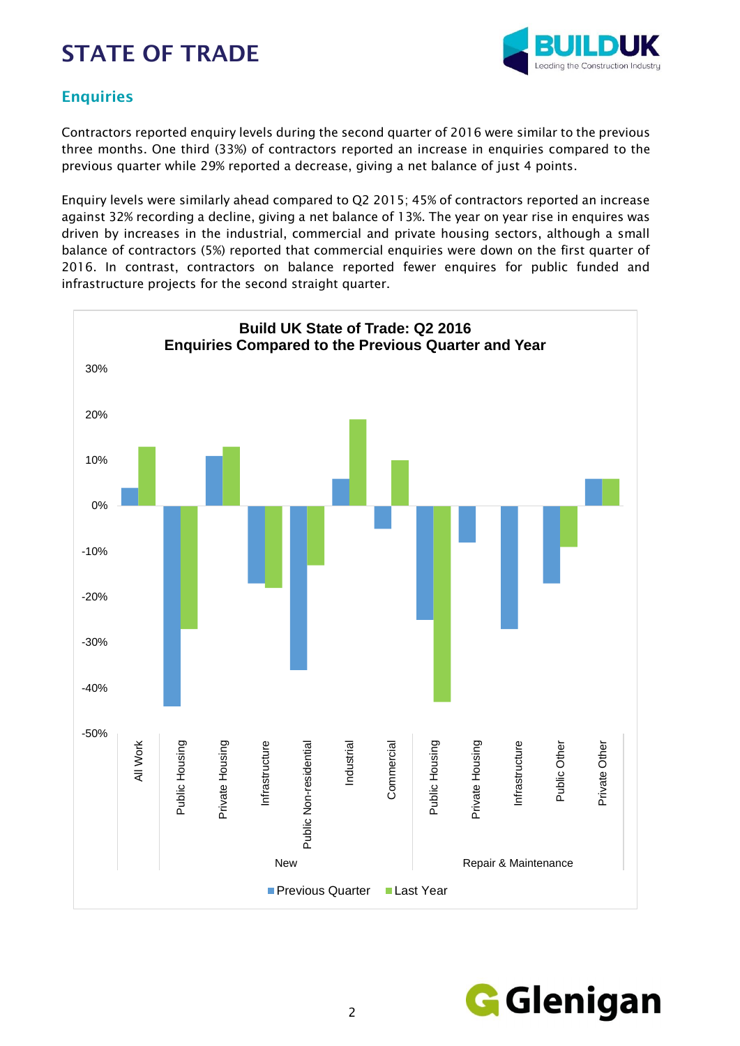# STATE OF TRADE

## Enquiries

Contractors reported enquiry levels during the second quarter of 2016 were similar to the previous three months. One third (33%) of contractors reported an increase in enquiries compared to the previous quarter while 29% reported a decrease, giving a net balance of just 4 points.

Enquiry levels were similarly ahead compared to Q2 2015; 45% of contractors reported an increase against 32% recording a decline, giving a net balance of 13%. The year on year rise in enquires was driven by increases in the industrial, commercial and private housing sectors, although a small balance of contractors (5%) reported that commercial enquiries were down on the first quarter of 2016. In contrast, contractors on balance reported fewer enquires for public funded and infrastructure projects for the second straight quarter.

**Build UK State of Trade: Q2 2016**
**Enquiries Compared to the Previous Quarter and Year**

| | | Previous Quarter | Last Year |
|---|---|---|---|
| | All Work | 4% | 13% |
| New | Public Housing | -44% | -27% |
| | Private Housing | 11% | 13% |
| | Infrastructure | -17% | -18% |
| | Public Non-residential | -36% | -13% |
| | Industrial | 6% | 19% |
| | Commercial | -5% | 10% |
| Repair & Maintenance | Public Housing | -25% | -43% |
| | Private Housing | -8% | 0% |
| | Infrastructure | -27% | 0% |
| | Public Other | -17% | -9% |
| | Private Other | 6% | 6% |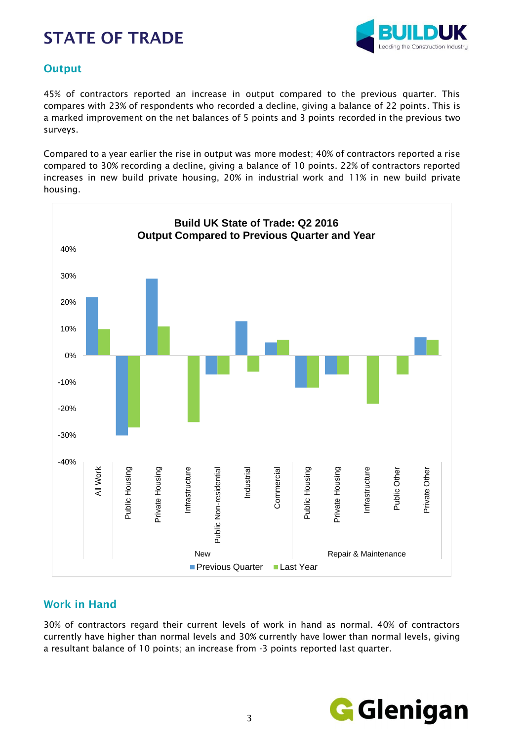# STATE OF TRADE

## Output

45% of contractors reported an increase in output compared to the previous quarter. This compares with 23% of respondents who recorded a decline, giving a balance of 22 points. This is a marked improvement on the net balances of 5 points and 3 points recorded in the previous two surveys.

Compared to a year earlier the rise in output was more modest; 40% of contractors reported a rise compared to 30% recording a decline, giving a balance of 10 points. 22% of contractors reported increases in new build private housing, 20% in industrial work and 11% in new build private housing.

**Build UK State of Trade: Q2 2016**
**Output Compared to Previous Quarter and Year**

## Work in Hand

30% of contractors regard their current levels of work in hand as normal. 40% of contractors currently have higher than normal levels and 30% currently have lower than normal levels, giving a resultant balance of 10 points; an increase from -3 points reported last quarter.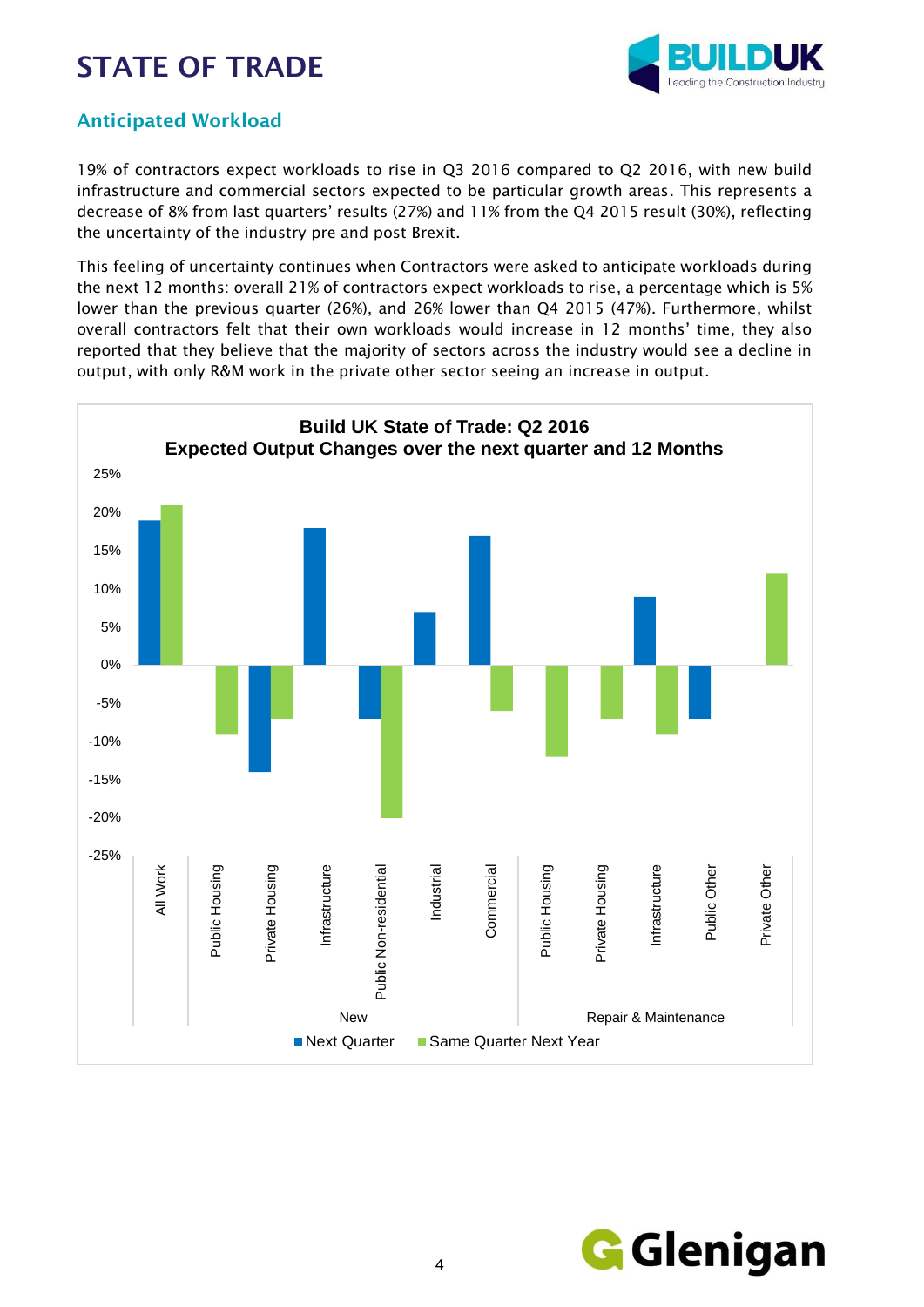# STATE OF TRADE

## Anticipated Workload

19% of contractors expect workloads to rise in Q3 2016 compared to Q2 2016, with new build infrastructure and commercial sectors expected to be particular growth areas. This represents a decrease of 8% from last quarters' results (27%) and 11% from the Q4 2015 result (30%), reflecting the uncertainty of the industry pre and post Brexit.

This feeling of uncertainty continues when Contractors were asked to anticipate workloads during the next 12 months: overall 21% of contractors expect workloads to rise, a percentage which is 5% lower than the previous quarter (26%), and 26% lower than Q4 2015 (47%). Furthermore, whilst overall contractors felt that their own workloads would increase in 12 months' time, they also reported that they believe that the majority of sectors across the industry would see a decline in output, with only R&M work in the private other sector seeing an increase in output.

**Build UK State of Trade: Q2 2016**
**Expected Output Changes over the next quarter and 12 Months**

| Group | Sector | Next Quarter | Same Quarter Next Year |
|---|---|---|---|
| | All Work | 19% | 21% |
| New | Public Housing | | -9% |
| New | Private Housing | -14% | -7% |
| New | Infrastructure | 18% | |
| New | Public Non-residential | -7% | -20% |
| New | Industrial | 7% | |
| New | Commercial | 17% | -6% |
| Repair & Maintenance | Public Housing | | -12% |
| Repair & Maintenance | Private Housing | | -7% |
| Repair & Maintenance | Infrastructure | 9% | -9% |
| Repair & Maintenance | Public Other | -7% | |
| Repair & Maintenance | Private Other | | 12% |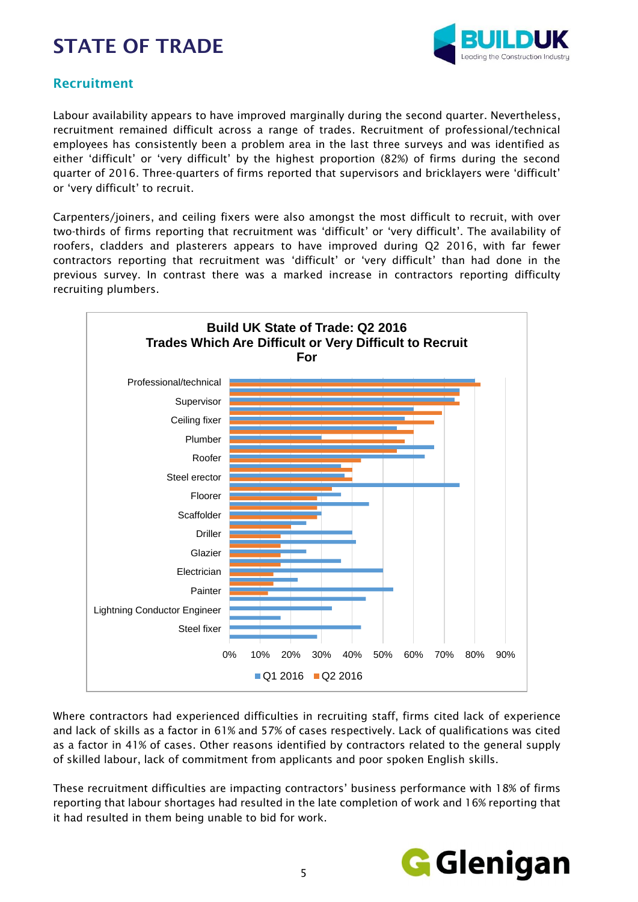## Recruitment

Labour availability appears to have improved marginally during the second quarter. Nevertheless, recruitment remained difficult across a range of trades. Recruitment of professional/technical employees has consistently been a problem area in the last three surveys and was identified as either 'difficult' or 'very difficult' by the highest proportion (82%) of firms during the second quarter of 2016. Three-quarters of firms reported that supervisors and bricklayers were 'difficult' or 'very difficult' to recruit.

Carpenters/joiners, and ceiling fixers were also amongst the most difficult to recruit, with over two-thirds of firms reporting that recruitment was 'difficult' or 'very difficult'. The availability of roofers, cladders and plasterers appears to have improved during Q2 2016, with far fewer contractors reporting that recruitment was 'difficult' or 'very difficult' than had done in the previous survey. In contrast there was a marked increase in contractors reporting difficulty recruiting plumbers.

**Build UK State of Trade: Q2 2016**
**Trades Which Are Difficult or Very Difficult to Recruit For**

Categories: Professional/technical, Supervisor, Ceiling fixer, Plumber, Roofer, Steel erector, Floorer, Scaffolder, Driller, Glazier, Electrician, Painter, Lightning Conductor Engineer, Steel fixer

Axis: 0%, 10%, 20%, 30%, 40%, 50%, 60%, 70%, 80%, 90%

Legend: Q1 2016, Q2 2016

Where contractors had experienced difficulties in recruiting staff, firms cited lack of experience and lack of skills as a factor in 61% and 57% of cases respectively. Lack of qualifications was cited as a factor in 41% of cases. Other reasons identified by contractors related to the general supply of skilled labour, lack of commitment from applicants and poor spoken English skills.

These recruitment difficulties are impacting contractors' business performance with 18% of firms reporting that labour shortages had resulted in the late completion of work and 16% reporting that it had resulted in them being unable to bid for work.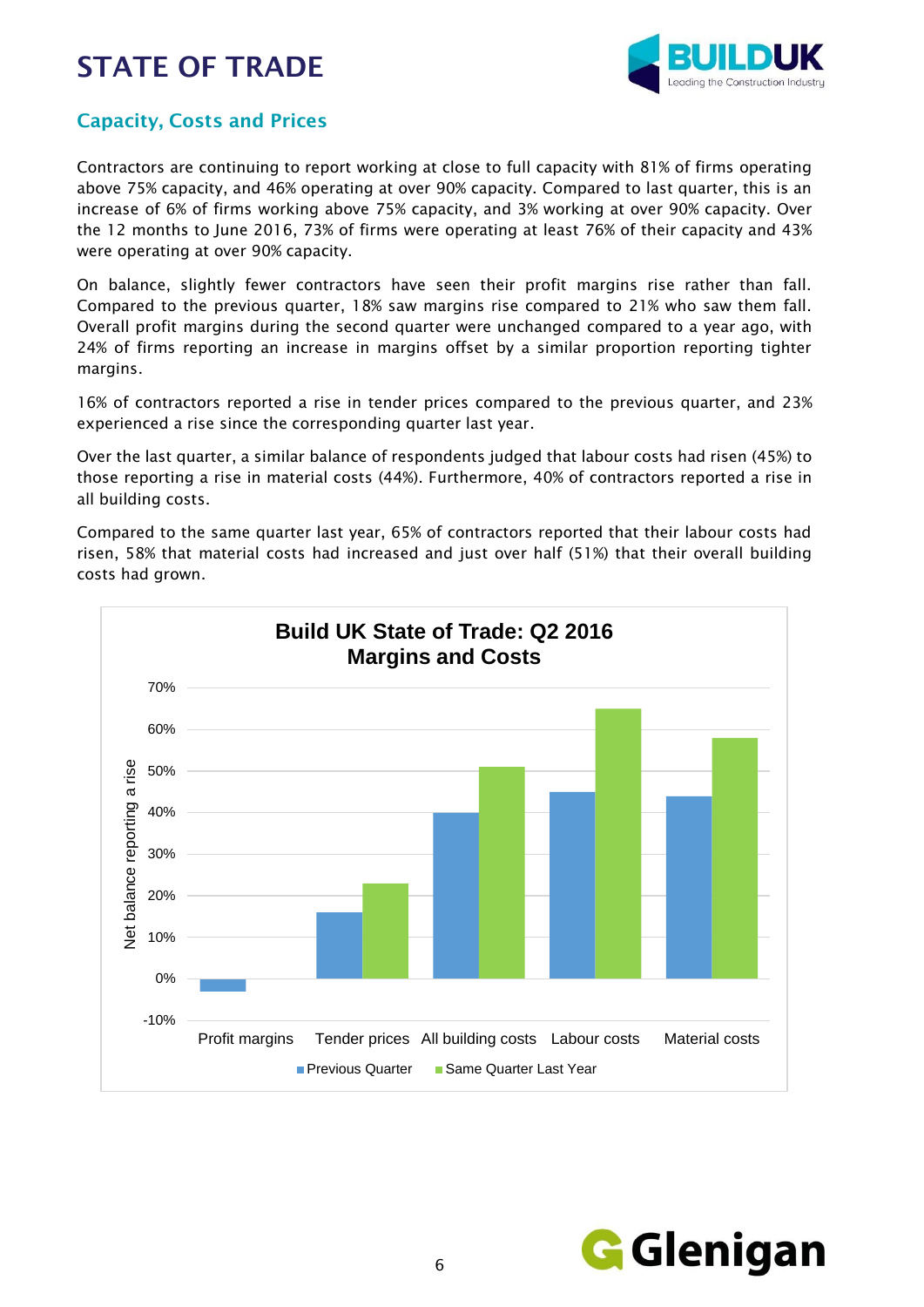# STATE OF TRADE

## Capacity, Costs and Prices

Contractors are continuing to report working at close to full capacity with 81% of firms operating above 75% capacity, and 46% operating at over 90% capacity. Compared to last quarter, this is an increase of 6% of firms working above 75% capacity, and 3% working at over 90% capacity. Over the 12 months to June 2016, 73% of firms were operating at least 76% of their capacity and 43% were operating at over 90% capacity.

On balance, slightly fewer contractors have seen their profit margins rise rather than fall. Compared to the previous quarter, 18% saw margins rise compared to 21% who saw them fall. Overall profit margins during the second quarter were unchanged compared to a year ago, with 24% of firms reporting an increase in margins offset by a similar proportion reporting tighter margins.

16% of contractors reported a rise in tender prices compared to the previous quarter, and 23% experienced a rise since the corresponding quarter last year.

Over the last quarter, a similar balance of respondents judged that labour costs had risen (45%) to those reporting a rise in material costs (44%). Furthermore, 40% of contractors reported a rise in all building costs.

Compared to the same quarter last year, 65% of contractors reported that their labour costs had risen, 58% that material costs had increased and just over half (51%) that their overall building costs had grown.

**Build UK State of Trade: Q2 2016 Margins and Costs**

| Net balance reporting a rise | Previous Quarter | Same Quarter Last Year |
|---|---|---|
| Profit margins | -3% | 0% |
| Tender prices | 16% | 23% |
| All building costs | 40% | 51% |
| Labour costs | 45% | 65% |
| Material costs | 44% | 58% |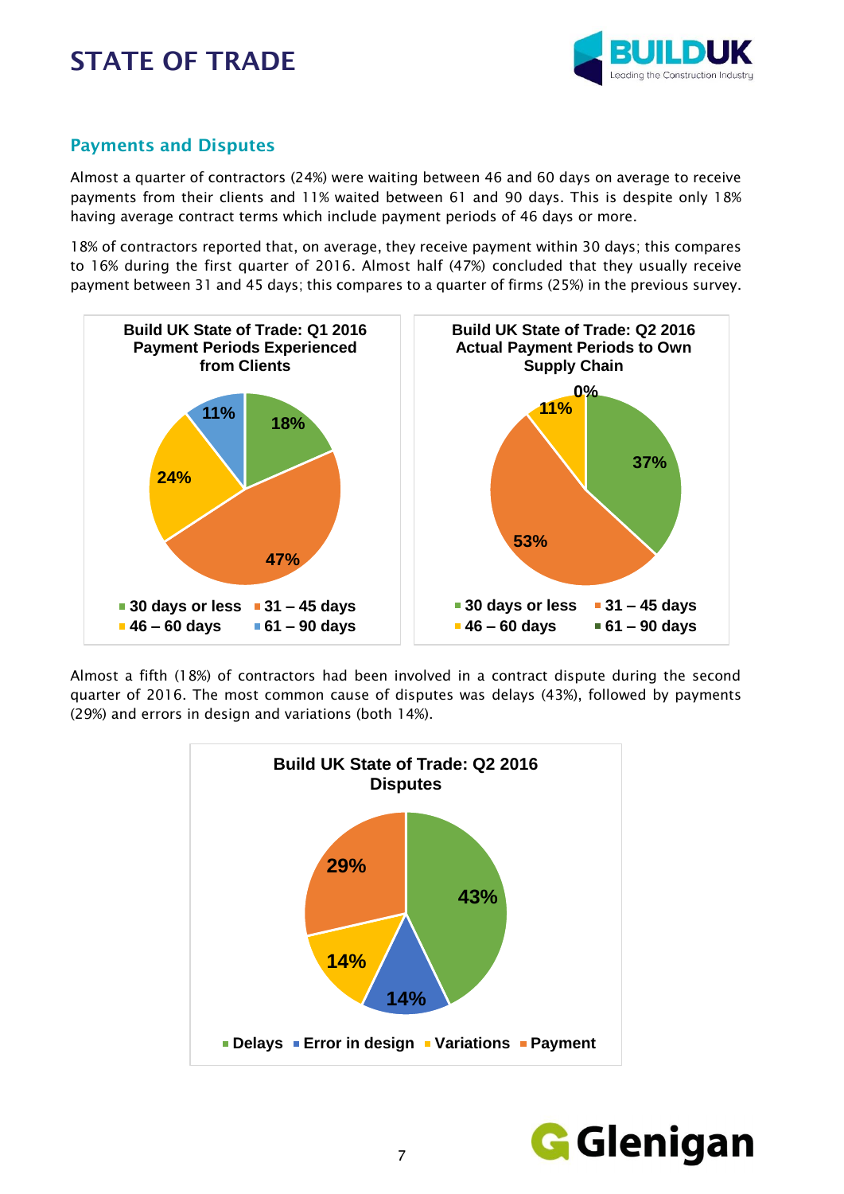## Payments and Disputes

Almost a quarter of contractors (24%) were waiting between 46 and 60 days on average to receive payments from their clients and 11% waited between 61 and 90 days. This is despite only 18% having average contract terms which include payment periods of 46 days or more.

18% of contractors reported that, on average, they receive payment within 30 days; this compares to 16% during the first quarter of 2016. Almost half (47%) concluded that they usually receive payment between 31 and 45 days; this compares to a quarter of firms (25%) in the previous survey.

**Build UK State of Trade: Q1 2016 Payment Periods Experienced from Clients**

18%
47%
24%
11%

30 days or less
31 – 45 days
46 – 60 days
61 – 90 days

**Build UK State of Trade: Q2 2016 Actual Payment Periods to Own Supply Chain**

0%
37%
53%
11%

30 days or less
31 – 45 days
46 – 60 days
61 – 90 days

Almost a fifth (18%) of contractors had been involved in a contract dispute during the second quarter of 2016. The most common cause of disputes was delays (43%), followed by payments (29%) and errors in design and variations (both 14%).

**Build UK State of Trade: Q2 2016 Disputes**

43%
14%
14%
29%

Delays
Error in design
Variations
Payment